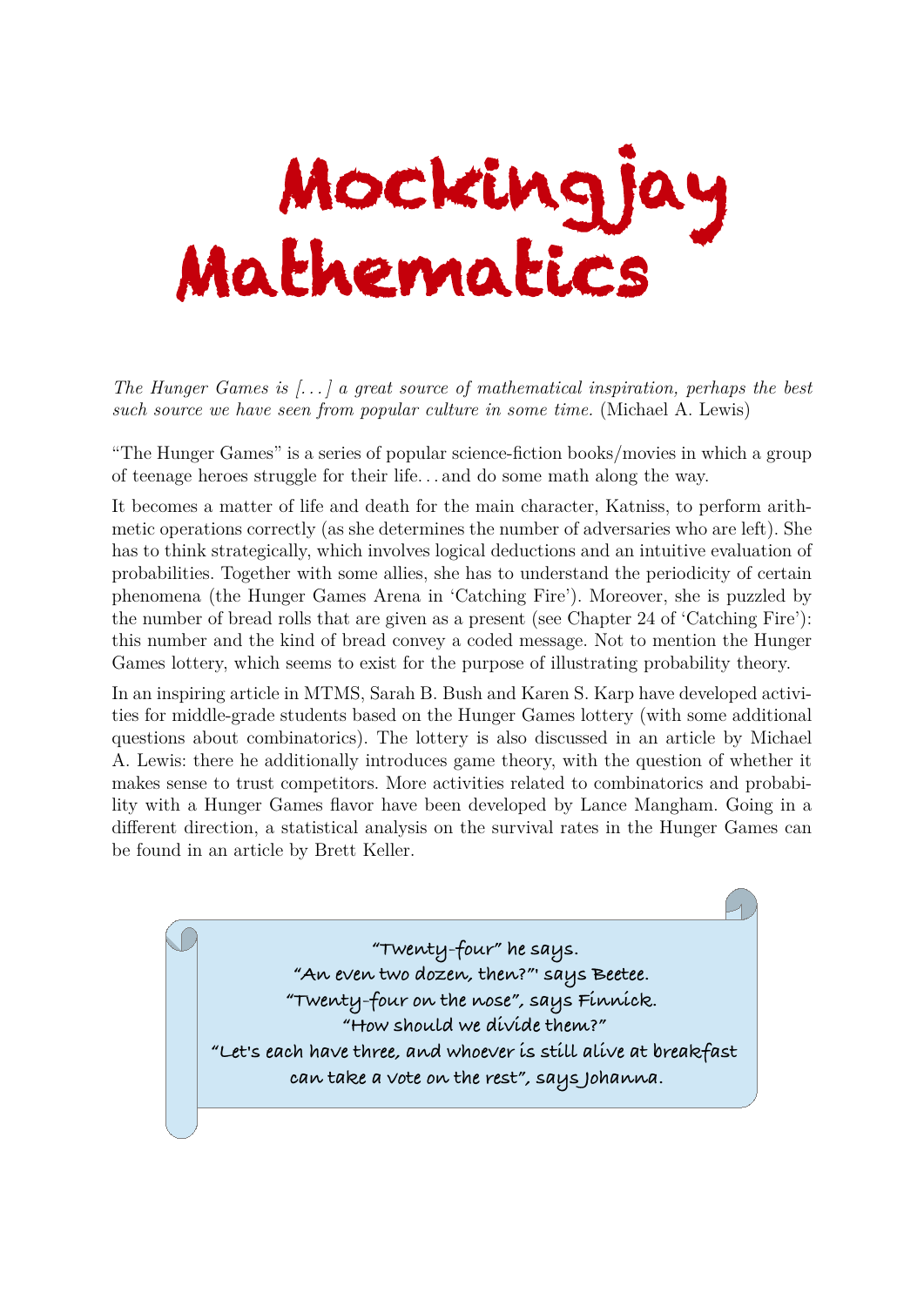# Mockingjay Mathematics

*The Hunger Games is [. . . ] a great source of mathematical inspiration, perhaps the best such source we have seen from popular culture in some time.* (Michael A. Lewis)

"The Hunger Games" is a series of popular science-fiction books/movies in which a group of teenage heroes struggle for their life. . . and do some math along the way.

It becomes a matter of life and death for the main character, Katniss, to perform arithmetic operations correctly (as she determines the number of adversaries who are left). She has to think strategically, which involves logical deductions and an intuitive evaluation of probabilities. Together with some allies, she has to understand the periodicity of certain phenomena (the Hunger Games Arena in 'Catching Fire'). Moreover, she is puzzled by the number of bread rolls that are given as a present (see Chapter 24 of 'Catching Fire'): this number and the kind of bread convey a coded message. Not to mention the Hunger Games lottery, which seems to exist for the purpose of illustrating probability theory.

In an inspiring article in MTMS, Sarah B. Bush and Karen S. Karp have developed activities for middle-grade students based on the Hunger Games lottery (with some additional questions about combinatorics). The lottery is also discussed in an article by Michael A. Lewis: there he additionally introduces game theory, with the question of whether it makes sense to trust competitors. More activities related to combinatorics and probability with a Hunger Games flavor have been developed by Lance Mangham. Going in a different direction, a statistical analysis on the survival rates in the Hunger Games can be found in an article by Brett Keller.

"Twenty-four" he says.
"An even two dozen, then?"' says Beetee.
"Twenty-four on the nose", says Finnick.
"How should we divide them?"
"Let's each have three, and whoever is still alive at breakfast can take a vote on the rest", says Johanna.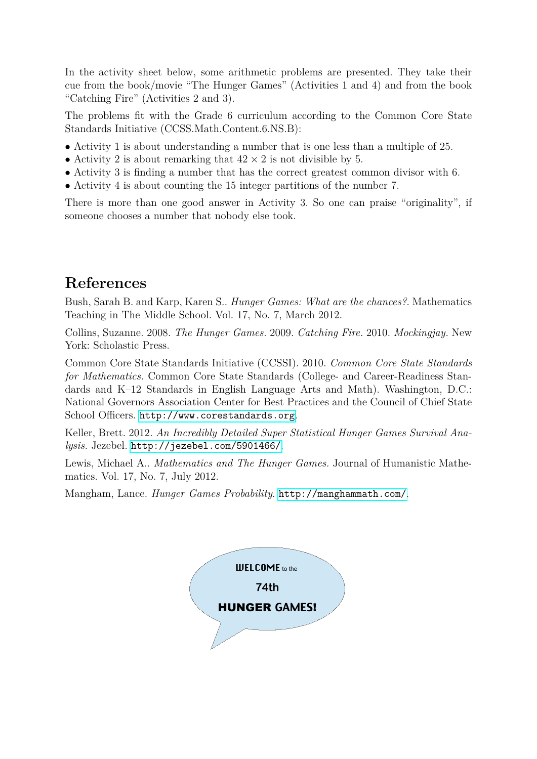In the activity sheet below, some arithmetic problems are presented. They take their cue from the book/movie "The Hunger Games" (Activities 1 and 4) and from the book "Catching Fire" (Activities 2 and 3).

The problems fit with the Grade 6 curriculum according to the Common Core State Standards Initiative (CCSS.Math.Content.6.NS.B):

- Activity 1 is about understanding a number that is one less than a multiple of 25.
- Activity 2 is about remarking that $42 \times 2$ is not divisible by 5.
- Activity 3 is finding a number that has the correct greatest common divisor with 6.
- Activity 4 is about counting the 15 integer partitions of the number 7.

There is more than one good answer in Activity 3. So one can praise "originality", if someone chooses a number that nobody else took.

## References

Bush, Sarah B. and Karp, Karen S.. *Hunger Games: What are the chances?*. Mathematics Teaching in The Middle School. Vol. 17, No. 7, March 2012.

Collins, Suzanne. 2008. *The Hunger Games.* 2009. *Catching Fire.* 2010. *Mockingjay.* New York: Scholastic Press.

Common Core State Standards Initiative (CCSSI). 2010. *Common Core State Standards for Mathematics.* Common Core State Standards (College- and Career-Readiness Standards and K–12 Standards in English Language Arts and Math). Washington, D.C.: National Governors Association Center for Best Practices and the Council of Chief State School Officers. http://www.corestandards.org.

Keller, Brett. 2012. *An Incredibly Detailed Super Statistical Hunger Games Survival Analysis.* Jezebel. http://jezebel.com/5901466/.

Lewis, Michael A.. *Mathematics and The Hunger Games.* Journal of Humanistic Mathematics. Vol. 17, No. 7, July 2012.

Mangham, Lance. *Hunger Games Probability.* http://manghammath.com/.

WELCOME to the

74th

HUNGER GAMES!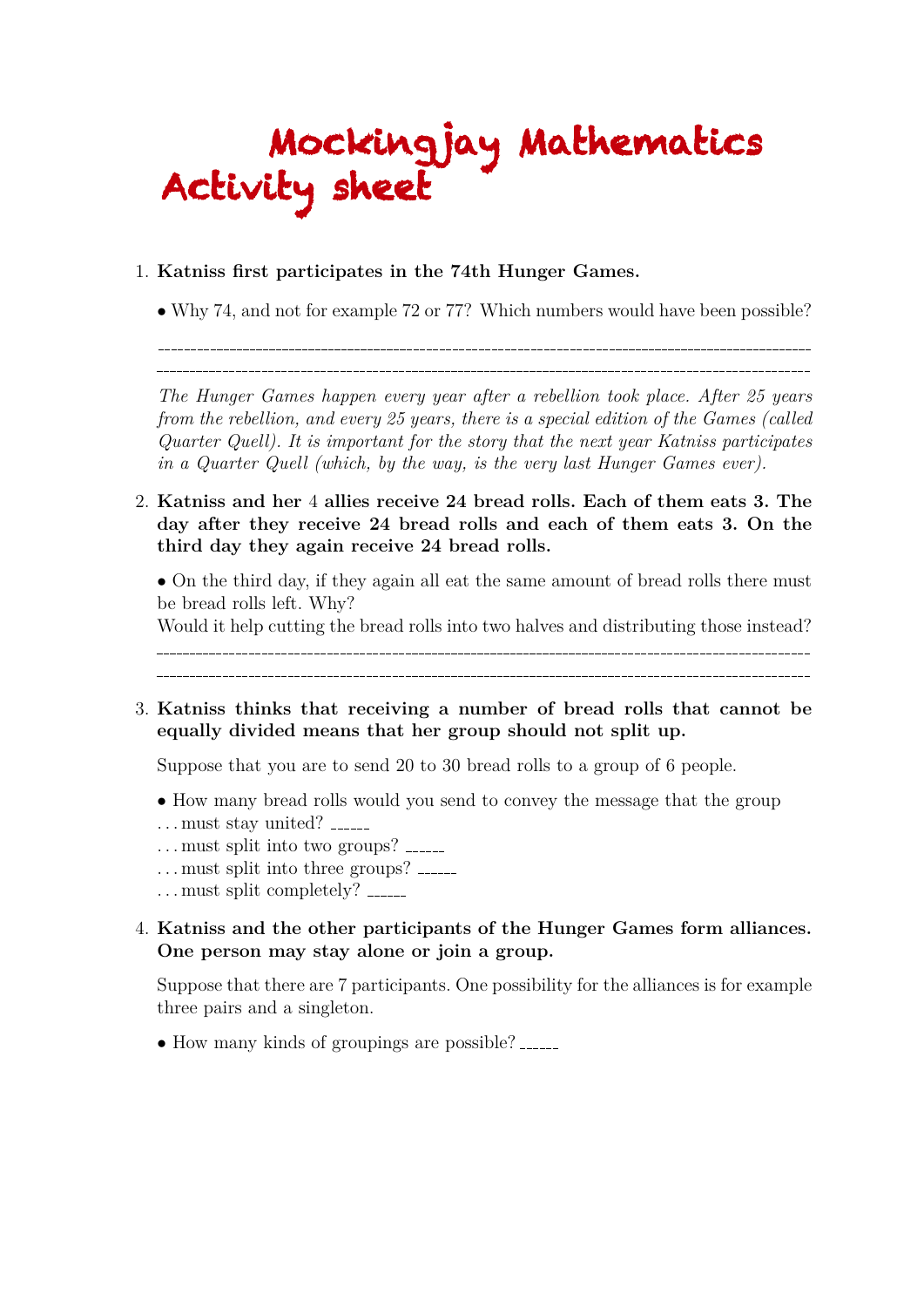# Mockingjay Mathematics Activity sheet

1. **Katniss first participates in the 74th Hunger Games.**

   • Why 74, and not for example 72 or 77? Which numbers would have been possible?

   ---

   ---

   *The Hunger Games happen every year after a rebellion took place. After 25 years from the rebellion, and every 25 years, there is a special edition of the Games (called Quarter Quell). It is important for the story that the next year Katniss participates in a Quarter Quell (which, by the way, is the very last Hunger Games ever).*

2. **Katniss and her 4 allies receive 24 bread rolls. Each of them eats 3. The day after they receive 24 bread rolls and each of them eats 3. On the third day they again receive 24 bread rolls.**

   • On the third day, if they again all eat the same amount of bread rolls there must be bread rolls left. Why?
   Would it help cutting the bread rolls into two halves and distributing those instead?

   ---

   ---

3. **Katniss thinks that receiving a number of bread rolls that cannot be equally divided means that her group should not split up.**

   Suppose that you are to send 20 to 30 bread rolls to a group of 6 people.

   • How many bread rolls would you send to convey the message that the group
   ...must stay united? ______
   ...must split into two groups? ______
   ...must split into three groups? ______
   ...must split completely? ______

4. **Katniss and the other participants of the Hunger Games form alliances. One person may stay alone or join a group.**

   Suppose that there are 7 participants. One possibility for the alliances is for example three pairs and a singleton.

   • How many kinds of groupings are possible? ______